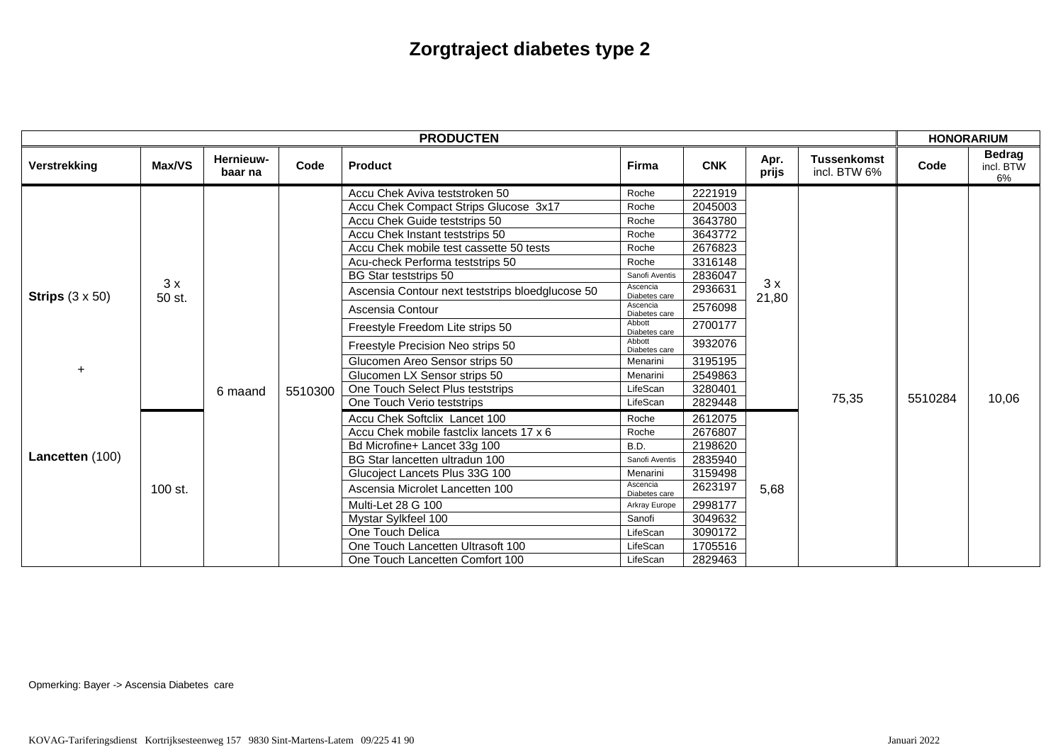# Zorgtraject diabetes type 2

| PRODUCTEN | | | | | | | | | HONORARIUM | |
|---|---|---|---|---|---|---|---|---|---|---|
| **Verstrekking** | **Max/VS** | **Hernieuw-baar na** | **Code** | **Product** | **Firma** | **CNK** | **Apr. prijs** | **Tussenkomst** incl. BTW 6% | **Code** | **Bedrag** incl. BTW 6% |
| **Strips** (3 x 50) | 3 x 50 st. | 6 maand | 5510300 | Accu Chek Aviva teststroken 50 | Roche | 2221919 | 3 x 21,80 | 75,35 | 5510284 | 10,06 |
| | | | | Accu Chek Compact Strips Glucose 3x17 | Roche | 2045003 | | | | |
| | | | | Accu Chek Guide teststrips 50 | Roche | 3643780 | | | | |
| | | | | Accu Chek Instant teststrips 50 | Roche | 3643772 | | | | |
| | | | | Accu Chek mobile test cassette 50 tests | Roche | 2676823 | | | | |
| | | | | Acu-check Performa teststrips 50 | Roche | 3316148 | | | | |
| | | | | BG Star teststrips 50 | Sanofi Aventis | 2836047 | | | | |
| | | | | Ascensia Contour next teststrips bloedglucose 50 | Ascencia Diabetes care | 2936631 | | | | |
| | | | | Ascensia Contour | Ascencia Diabetes care | 2576098 | | | | |
| | | | | Freestyle Freedom Lite strips 50 | Abbott Diabetes care | 2700177 | | | | |
| | | | | Freestyle Precision Neo strips 50 | Abbott Diabetes care | 3932076 | | | | |
| + | | | | Glucomen Areo Sensor strips 50 | Menarini | 3195195 | | | | |
| | | | | Glucomen LX Sensor strips 50 | Menarini | 2549863 | | | | |
| | | | | One Touch Select Plus teststrips | LifeScan | 3280401 | | | | |
| | | | | One Touch Verio teststrips | LifeScan | 2829448 | | | | |
| **Lancetten** (100) | 100 st. | | | Accu Chek Softclix Lancet 100 | Roche | 2612075 | 5,68 | | | |
| | | | | Accu Chek mobile fastclix lancets 17 x 6 | Roche | 2676807 | | | | |
| | | | | Bd Microfine+ Lancet 33g 100 | B.D. | 2198620 | | | | |
| | | | | BG Star lancetten ultradun 100 | Sanofi Aventis | 2835940 | | | | |
| | | | | Glucoject Lancets Plus 33G 100 | Menarini | 3159498 | | | | |
| | | | | Ascensia Microlet Lancetten 100 | Ascencia Diabetes care | 2623197 | | | | |
| | | | | Multi-Let 28 G 100 | Arkray Europe | 2998177 | | | | |
| | | | | Mystar Sylkfeel 100 | Sanofi | 3049632 | | | | |
| | | | | One Touch Delica | LifeScan | 3090172 | | | | |
| | | | | One Touch Lancetten Ultrasoft 100 | LifeScan | 1705516 | | | | |
| | | | | One Touch Lancetten Comfort 100 | LifeScan | 2829463 | | | | |

Opmerking: Bayer -> Ascensia Diabetes care

KOVAG-Tariferingsdienst Kortrijksesteenweg 157 9830 Sint-Martens-Latem 09/225 41 90 Januari 2022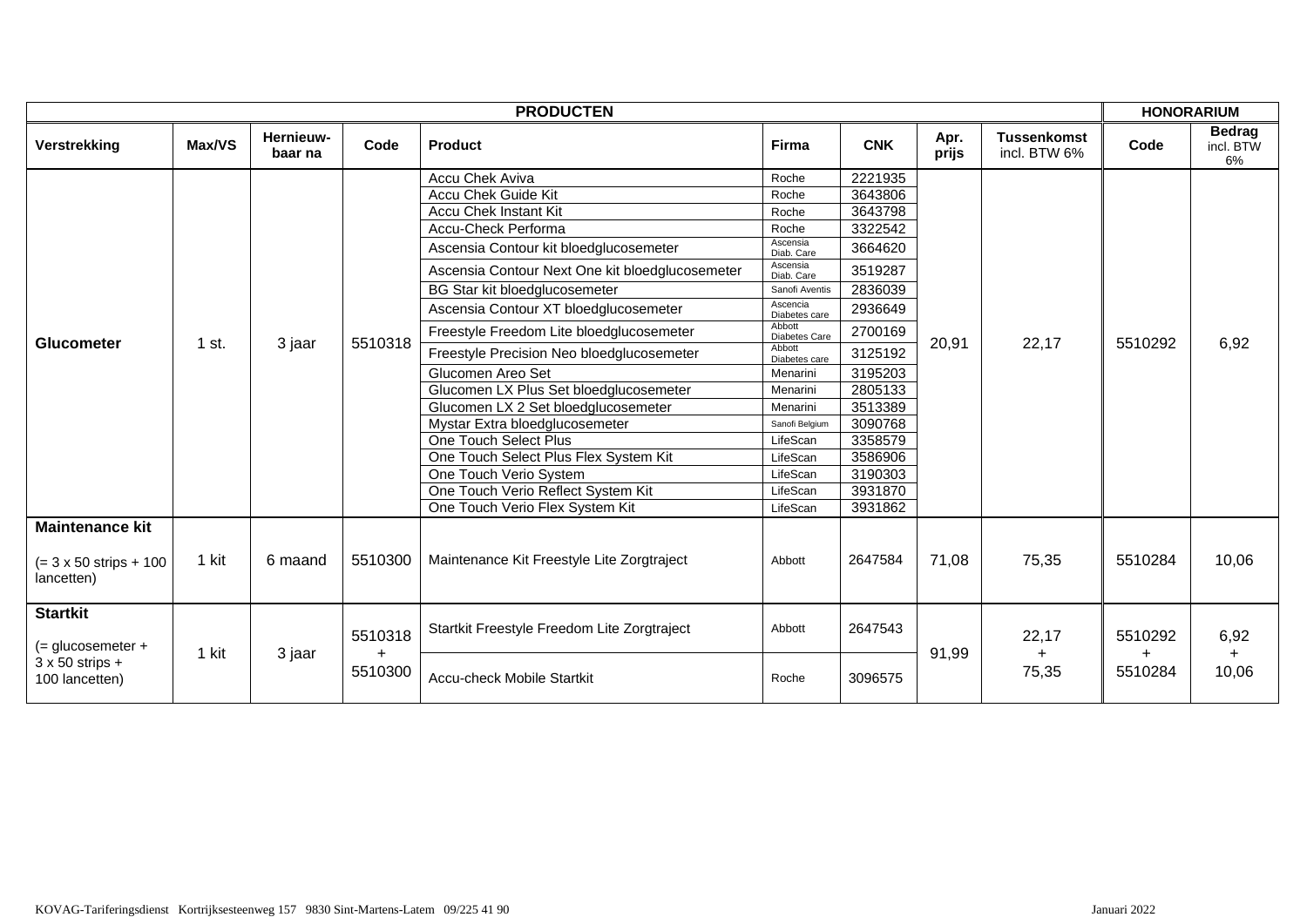| PRODUCTEN | | | | | | | | | HONORARIUM | |
|---|---|---|---|---|---|---|---|---|---|---|
| **Verstrekking** | **Max/VS** | **Hernieuw-baar na** | **Code** | **Product** | **Firma** | **CNK** | **Apr. prijs** | **Tussenkomst** incl. BTW 6% | **Code** | **Bedrag** incl. BTW 6% |
| **Glucometer** | 1 st. | 3 jaar | 5510318 | Accu Chek Aviva | Roche | 2221935 | 20,91 | 22,17 | 5510292 | 6,92 |
| | | | | Accu Chek Guide Kit | Roche | 3643806 | | | | |
| | | | | Accu Chek Instant Kit | Roche | 3643798 | | | | |
| | | | | Accu-Check Performa | Roche | 3322542 | | | | |
| | | | | Ascensia Contour kit bloedglucosemeter | Ascensia Diab. Care | 3664620 | | | | |
| | | | | Ascensia Contour Next One kit bloedglucosemeter | Ascensia Diab. Care | 3519287 | | | | |
| | | | | BG Star kit bloedglucosemeter | Sanofi Aventis | 2836039 | | | | |
| | | | | Ascensia Contour XT bloedglucosemeter | Ascencia Diabetes care | 2936649 | | | | |
| | | | | Freestyle Freedom Lite bloedglucosemeter | Abbott Diabetes Care | 2700169 | | | | |
| | | | | Freestyle Precision Neo bloedglucosemeter | Abbott Diabetes care | 3125192 | | | | |
| | | | | Glucomen Areo Set | Menarini | 3195203 | | | | |
| | | | | Glucomen LX Plus Set bloedglucosemeter | Menarini | 2805133 | | | | |
| | | | | Glucomen LX 2 Set bloedglucosemeter | Menarini | 3513389 | | | | |
| | | | | Mystar Extra bloedglucosemeter | Sanofi Belgium | 3090768 | | | | |
| | | | | One Touch Select Plus | LifeScan | 3358579 | | | | |
| | | | | One Touch Select Plus Flex System Kit | LifeScan | 3586906 | | | | |
| | | | | One Touch Verio System | LifeScan | 3190303 | | | | |
| | | | | One Touch Verio Reflect System Kit | LifeScan | 3931870 | | | | |
| | | | | One Touch Verio Flex System Kit | LifeScan | 3931862 | | | | |
| **Maintenance kit** (= 3 x 50 strips + 100 lancetten) | 1 kit | 6 maand | 5510300 | Maintenance Kit Freestyle Lite Zorgtraject | Abbott | 2647584 | 71,08 | 75,35 | 5510284 | 10,06 |
| **Startkit** (= glucosemeter + 3 x 50 strips + 100 lancetten) | 1 kit | 3 jaar | 5510318 + 5510300 | Startkit Freestyle Freedom Lite Zorgtraject | Abbott | 2647543 | 91,99 | 22,17 + 75,35 | 5510292 + 5510284 | 6,92 + 10,06 |
| | | | | Accu-check Mobile Startkit | Roche | 3096575 | | | | |

KOVAG-Tariferingsdienst Kortrijksesteenweg 157 9830 Sint-Martens-Latem 09/225 41 90 Januari 2022